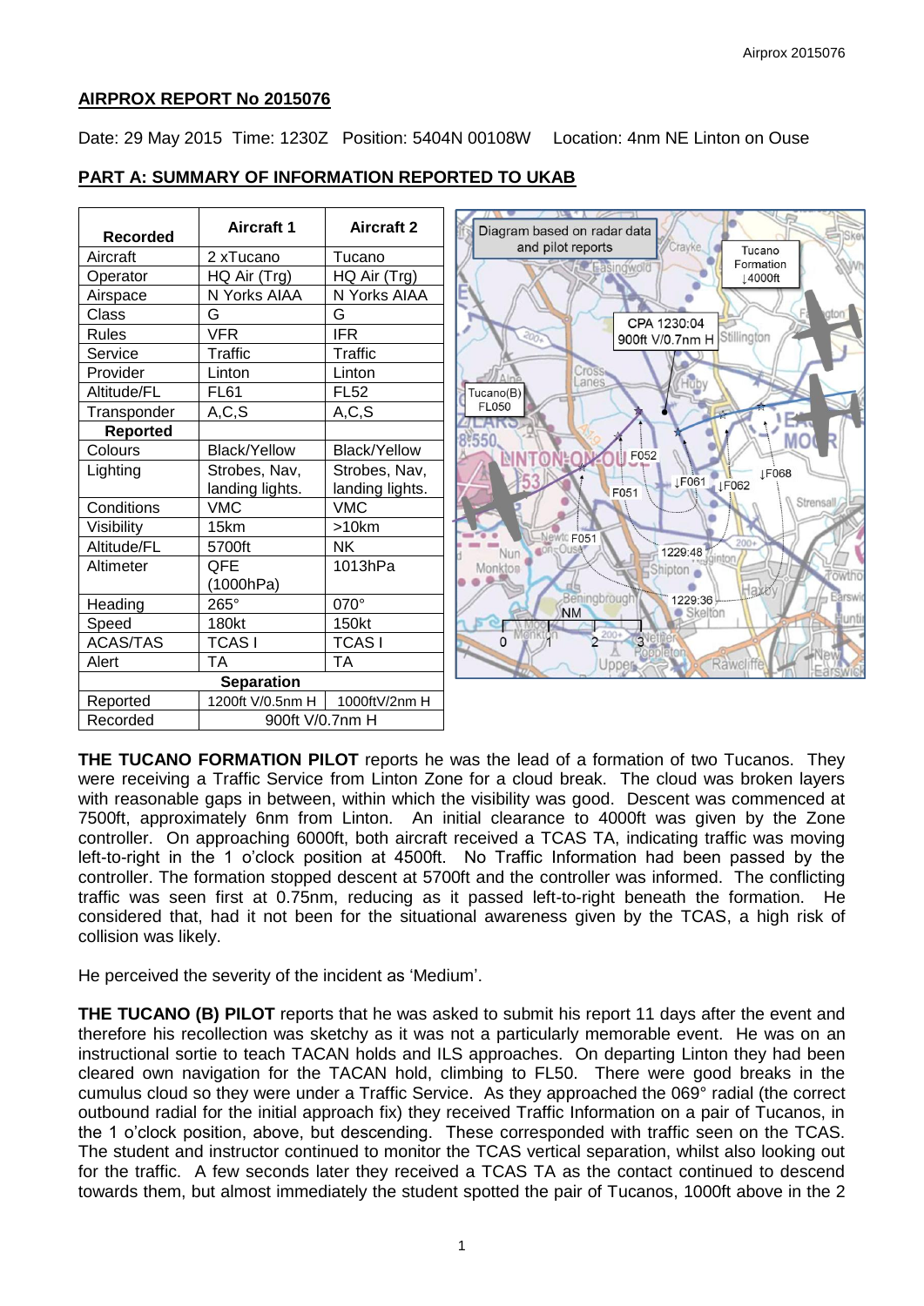## AIRPROX REPORT No 2015076

Date: 29 May 2015 Time: 1230Z Position: 5404N 00108W Location: 4nm NE Linton on Ouse

## PART A: SUMMARY OF INFORMATION REPORTED TO UKAB

| Recorded | Aircraft 1 | Aircraft 2 |
|---|---|---|
| Aircraft | 2 xTucano | Tucano |
| Operator | HQ Air (Trg) | HQ Air (Trg) |
| Airspace | N Yorks AIAA | N Yorks AIAA |
| Class | G | G |
| Rules | VFR | IFR |
| Service | Traffic | Traffic |
| Provider | Linton | Linton |
| Altitude/FL | FL61 | FL52 |
| Transponder | A,C,S | A,C,S |
| **Reported** | | |
| Colours | Black/Yellow | Black/Yellow |
| Lighting | Strobes, Nav, landing lights. | Strobes, Nav, landing lights. |
| Conditions | VMC | VMC |
| Visibility | 15km | >10km |
| Altitude/FL | 5700ft | NK |
| Altimeter | QFE (1000hPa) | 1013hPa |
| Heading | 265° | 070° |
| Speed | 180kt | 150kt |
| ACAS/TAS | TCAS I | TCAS I |
| Alert | TA | TA |
| **Separation** | | |
| Reported | 1200ft V/0.5nm H | 1000ftV/2nm H |
| Recorded | 900ft V/0.7nm H | |

Diagram based on radar data and pilot reports

**THE TUCANO FORMATION PILOT** reports he was the lead of a formation of two Tucanos. They were receiving a Traffic Service from Linton Zone for a cloud break. The cloud was broken layers with reasonable gaps in between, within which the visibility was good. Descent was commenced at 7500ft, approximately 6nm from Linton. An initial clearance to 4000ft was given by the Zone controller. On approaching 6000ft, both aircraft received a TCAS TA, indicating traffic was moving left-to-right in the 1 o'clock position at 4500ft. No Traffic Information had been passed by the controller. The formation stopped descent at 5700ft and the controller was informed. The conflicting traffic was seen first at 0.75nm, reducing as it passed left-to-right beneath the formation. He considered that, had it not been for the situational awareness given by the TCAS, a high risk of collision was likely.

He perceived the severity of the incident as 'Medium'.

**THE TUCANO (B) PILOT** reports that he was asked to submit his report 11 days after the event and therefore his recollection was sketchy as it was not a particularly memorable event. He was on an instructional sortie to teach TACAN holds and ILS approaches. On departing Linton they had been cleared own navigation for the TACAN hold, climbing to FL50. There were good breaks in the cumulus cloud so they were under a Traffic Service. As they approached the 069° radial (the correct outbound radial for the initial approach fix) they received Traffic Information on a pair of Tucanos, in the 1 o'clock position, above, but descending. These corresponded with traffic seen on the TCAS. The student and instructor continued to monitor the TCAS vertical separation, whilst also looking out for the traffic. A few seconds later they received a TCAS TA as the contact continued to descend towards them, but almost immediately the student spotted the pair of Tucanos, 1000ft above in the 2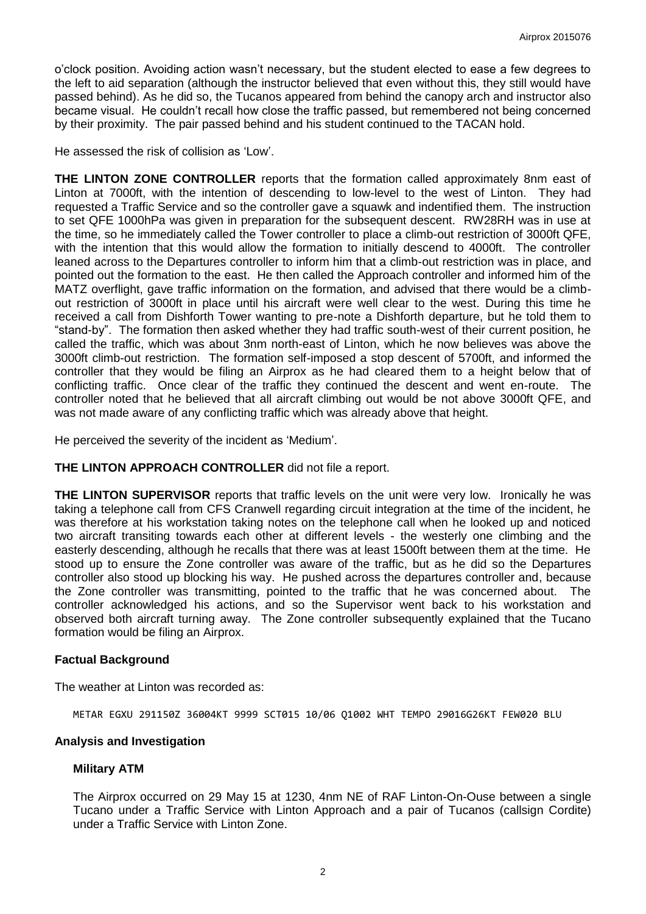o'clock position. Avoiding action wasn't necessary, but the student elected to ease a few degrees to the left to aid separation (although the instructor believed that even without this, they still would have passed behind). As he did so, the Tucanos appeared from behind the canopy arch and instructor also became visual. He couldn't recall how close the traffic passed, but remembered not being concerned by their proximity. The pair passed behind and his student continued to the TACAN hold.

He assessed the risk of collision as 'Low'.

**THE LINTON ZONE CONTROLLER** reports that the formation called approximately 8nm east of Linton at 7000ft, with the intention of descending to low-level to the west of Linton. They had requested a Traffic Service and so the controller gave a squawk and indentified them. The instruction to set QFE 1000hPa was given in preparation for the subsequent descent. RW28RH was in use at the time, so he immediately called the Tower controller to place a climb-out restriction of 3000ft QFE, with the intention that this would allow the formation to initially descend to 4000ft. The controller leaned across to the Departures controller to inform him that a climb-out restriction was in place, and pointed out the formation to the east. He then called the Approach controller and informed him of the MATZ overflight, gave traffic information on the formation, and advised that there would be a climb-out restriction of 3000ft in place until his aircraft were well clear to the west. During this time he received a call from Dishforth Tower wanting to pre-note a Dishforth departure, but he told them to "stand-by". The formation then asked whether they had traffic south-west of their current position, he called the traffic, which was about 3nm north-east of Linton, which he now believes was above the 3000ft climb-out restriction. The formation self-imposed a stop descent of 5700ft, and informed the controller that they would be filing an Airprox as he had cleared them to a height below that of conflicting traffic. Once clear of the traffic they continued the descent and went en-route. The controller noted that he believed that all aircraft climbing out would be not above 3000ft QFE, and was not made aware of any conflicting traffic which was already above that height.

He perceived the severity of the incident as 'Medium'.

**THE LINTON APPROACH CONTROLLER** did not file a report.

**THE LINTON SUPERVISOR** reports that traffic levels on the unit were very low. Ironically he was taking a telephone call from CFS Cranwell regarding circuit integration at the time of the incident, he was therefore at his workstation taking notes on the telephone call when he looked up and noticed two aircraft transiting towards each other at different levels - the westerly one climbing and the easterly descending, although he recalls that there was at least 1500ft between them at the time. He stood up to ensure the Zone controller was aware of the traffic, but as he did so the Departures controller also stood up blocking his way. He pushed across the departures controller and, because the Zone controller was transmitting, pointed to the traffic that he was concerned about. The controller acknowledged his actions, and so the Supervisor went back to his workstation and observed both aircraft turning away. The Zone controller subsequently explained that the Tucano formation would be filing an Airprox.

## Factual Background

The weather at Linton was recorded as:

```
METAR EGXU 291150Z 36004KT 9999 SCT015 10/06 Q1002 WHT TEMPO 29016G26KT FEW020 BLU
```

## Analysis and Investigation

### Military ATM

The Airprox occurred on 29 May 15 at 1230, 4nm NE of RAF Linton-On-Ouse between a single Tucano under a Traffic Service with Linton Approach and a pair of Tucanos (callsign Cordite) under a Traffic Service with Linton Zone.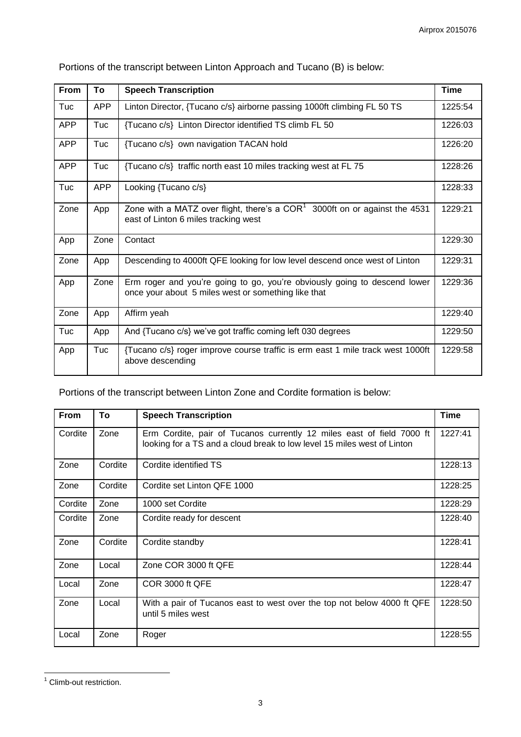Portions of the transcript between Linton Approach and Tucano (B) is below:

| From | To | Speech Transcription | Time |
|---|---|---|---|
| Tuc | APP | Linton Director, {Tucano c/s} airborne passing 1000ft climbing FL 50 TS | 1225:54 |
| APP | Tuc | {Tucano c/s} Linton Director identified TS climb FL 50 | 1226:03 |
| APP | Tuc | {Tucano c/s} own navigation TACAN hold | 1226:20 |
| APP | Tuc | {Tucano c/s} traffic north east 10 miles tracking west at FL 75 | 1228:26 |
| Tuc | APP | Looking {Tucano c/s} | 1228:33 |
| Zone | App | Zone with a MATZ over flight, there's a COR[1] 3000ft on or against the 4531 east of Linton 6 miles tracking west | 1229:21 |
| App | Zone | Contact | 1229:30 |
| Zone | App | Descending to 4000ft QFE looking for low level descend once west of Linton | 1229:31 |
| App | Zone | Erm roger and you're going to go, you're obviously going to descend lower once your about 5 miles west or something like that | 1229:36 |
| Zone | App | Affirm yeah | 1229:40 |
| Tuc | App | And {Tucano c/s} we've got traffic coming left 030 degrees | 1229:50 |
| App | Tuc | {Tucano c/s} roger improve course traffic is erm east 1 mile track west 1000ft above descending | 1229:58 |

Portions of the transcript between Linton Zone and Cordite formation is below:

| From | To | Speech Transcription | Time |
|---|---|---|---|
| Cordite | Zone | Erm Cordite, pair of Tucanos currently 12 miles east of field 7000 ft looking for a TS and a cloud break to low level 15 miles west of Linton | 1227:41 |
| Zone | Cordite | Cordite identified TS | 1228:13 |
| Zone | Cordite | Cordite set Linton QFE 1000 | 1228:25 |
| Cordite | Zone | 1000 set Cordite | 1228:29 |
| Cordite | Zone | Cordite ready for descent | 1228:40 |
| Zone | Cordite | Cordite standby | 1228:41 |
| Zone | Local | Zone COR 3000 ft QFE | 1228:44 |
| Local | Zone | COR 3000 ft QFE | 1228:47 |
| Zone | Local | With a pair of Tucanos east to west over the top not below 4000 ft QFE until 5 miles west | 1228:50 |
| Local | Zone | Roger | 1228:55 |

[1] Climb-out restriction.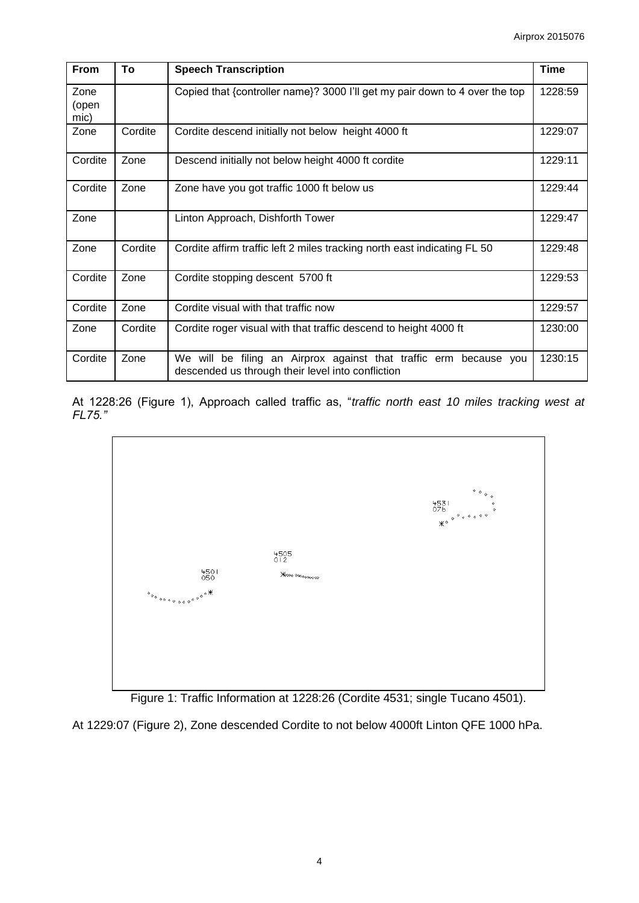| From | To | Speech Transcription | Time |
|---|---|---|---|
| Zone (open mic) | | Copied that {controller name}? 3000 I'll get my pair down to 4 over the top | 1228:59 |
| Zone | Cordite | Cordite descend initially not below height 4000 ft | 1229:07 |
| Cordite | Zone | Descend initially not below height 4000 ft cordite | 1229:11 |
| Cordite | Zone | Zone have you got traffic 1000 ft below us | 1229:44 |
| Zone | | Linton Approach, Dishforth Tower | 1229:47 |
| Zone | Cordite | Cordite affirm traffic left 2 miles tracking north east indicating FL 50 | 1229:48 |
| Cordite | Zone | Cordite stopping descent 5700 ft | 1229:53 |
| Cordite | Zone | Cordite visual with that traffic now | 1229:57 |
| Zone | Cordite | Cordite roger visual with that traffic descend to height 4000 ft | 1230:00 |
| Cordite | Zone | We will be filing an Airprox against that traffic erm because you descended us through their level into confliction | 1230:15 |

At 1228:26 (Figure 1), Approach called traffic as, "*traffic north east 10 miles tracking west at FL75.*"

Figure 1: Traffic Information at 1228:26 (Cordite 4531; single Tucano 4501).

At 1229:07 (Figure 2), Zone descended Cordite to not below 4000ft Linton QFE 1000 hPa.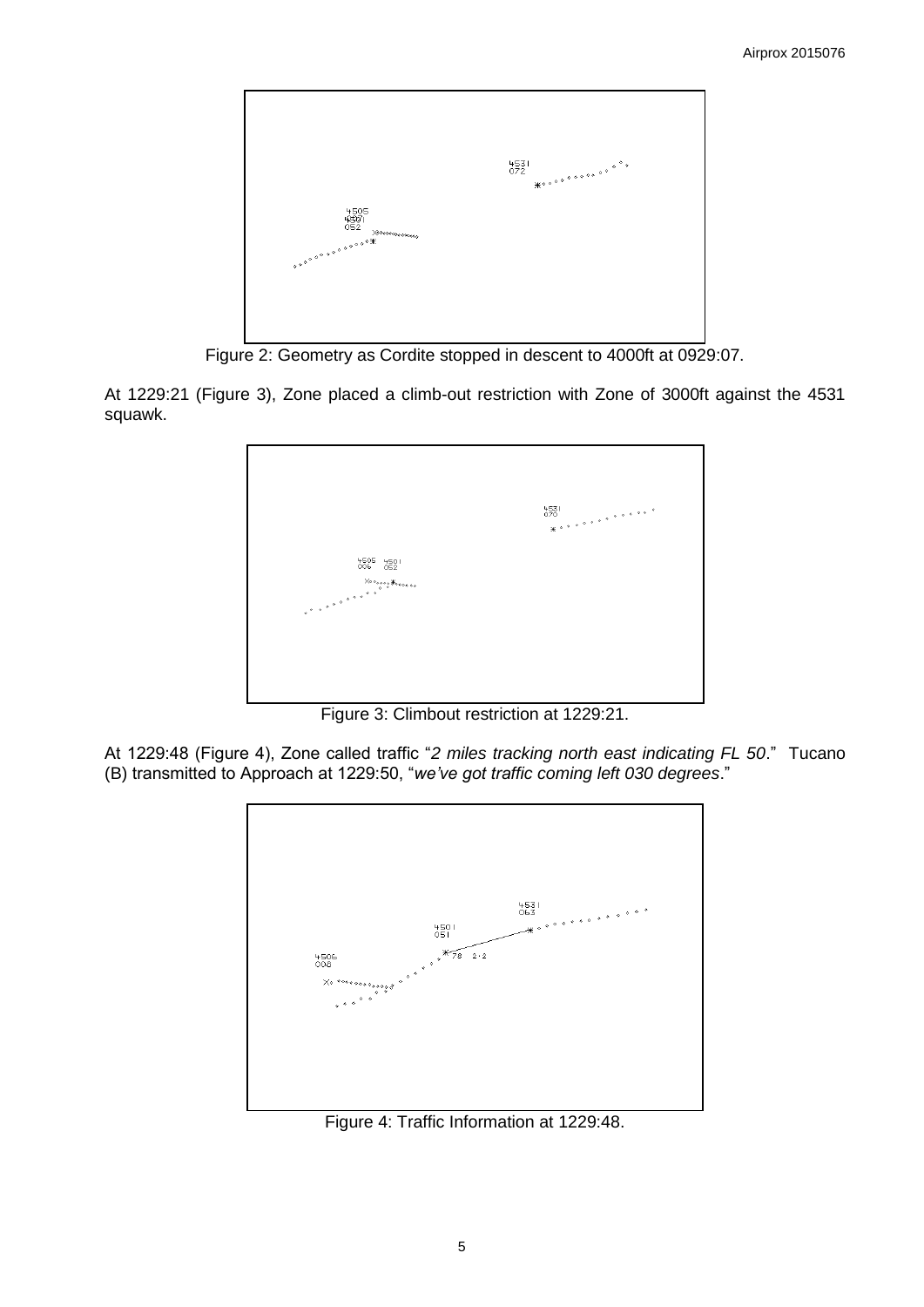Figure 2: Geometry as Cordite stopped in descent to 4000ft at 0929:07.

At 1229:21 (Figure 3), Zone placed a climb-out restriction with Zone of 3000ft against the 4531 squawk.

Figure 3: Climbout restriction at 1229:21.

At 1229:48 (Figure 4), Zone called traffic "*2 miles tracking north east indicating FL 50*." Tucano (B) transmitted to Approach at 1229:50, "*we've got traffic coming left 030 degrees*."

Figure 4: Traffic Information at 1229:48.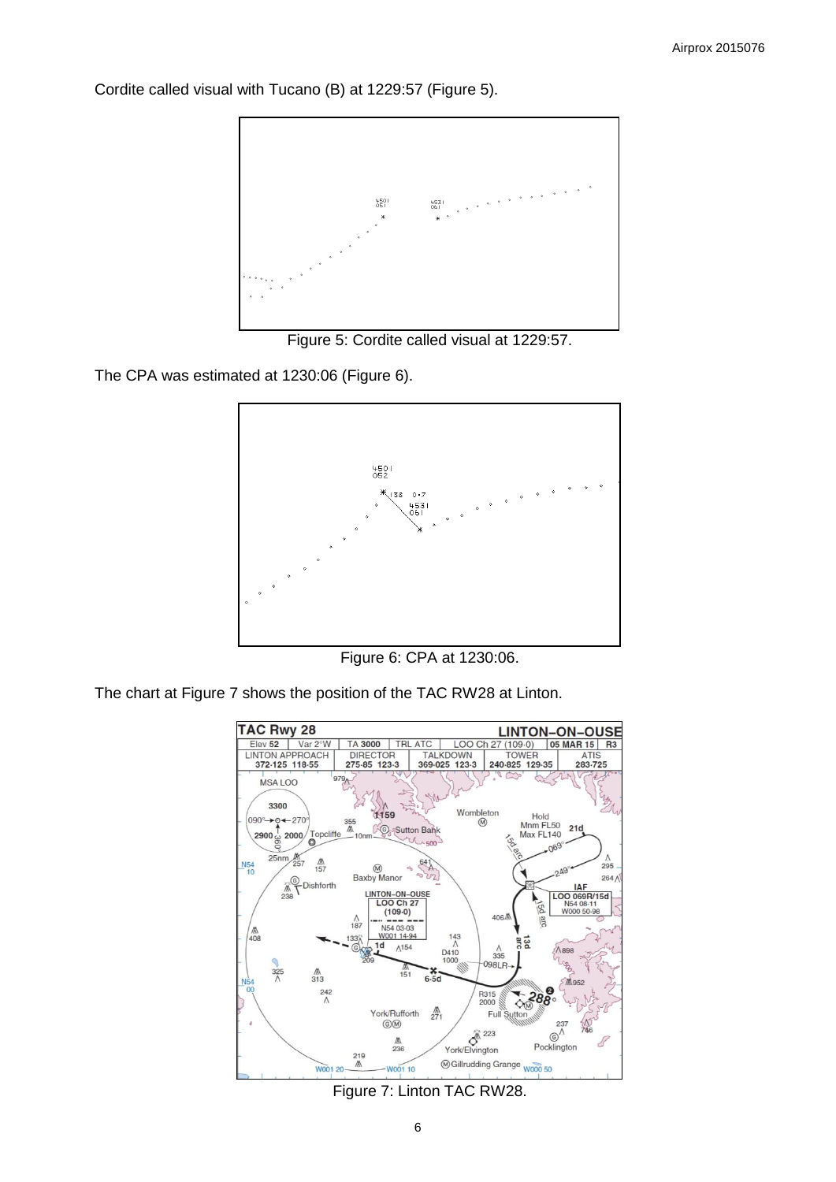Cordite called visual with Tucano (B) at 1229:57 (Figure 5).

Figure 5: Cordite called visual at 1229:57.

The CPA was estimated at 1230:06 (Figure 6).

Figure 6: CPA at 1230:06.

The chart at Figure 7 shows the position of the TAC RW28 at Linton.

Figure 7: Linton TAC RW28.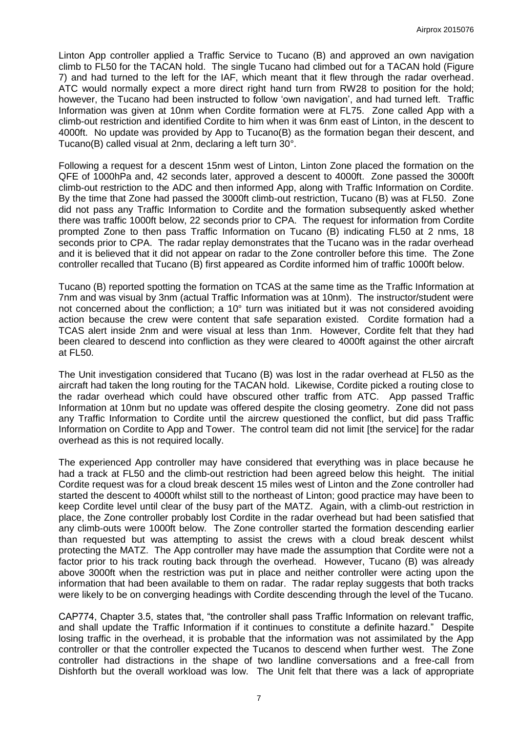Linton App controller applied a Traffic Service to Tucano (B) and approved an own navigation climb to FL50 for the TACAN hold. The single Tucano had climbed out for a TACAN hold (Figure 7) and had turned to the left for the IAF, which meant that it flew through the radar overhead. ATC would normally expect a more direct right hand turn from RW28 to position for the hold; however, the Tucano had been instructed to follow 'own navigation', and had turned left. Traffic Information was given at 10nm when Cordite formation were at FL75. Zone called App with a climb-out restriction and identified Cordite to him when it was 6nm east of Linton, in the descent to 4000ft. No update was provided by App to Tucano(B) as the formation began their descent, and Tucano(B) called visual at 2nm, declaring a left turn 30°.

Following a request for a descent 15nm west of Linton, Linton Zone placed the formation on the QFE of 1000hPa and, 42 seconds later, approved a descent to 4000ft. Zone passed the 3000ft climb-out restriction to the ADC and then informed App, along with Traffic Information on Cordite. By the time that Zone had passed the 3000ft climb-out restriction, Tucano (B) was at FL50. Zone did not pass any Traffic Information to Cordite and the formation subsequently asked whether there was traffic 1000ft below, 22 seconds prior to CPA. The request for information from Cordite prompted Zone to then pass Traffic Information on Tucano (B) indicating FL50 at 2 nms, 18 seconds prior to CPA. The radar replay demonstrates that the Tucano was in the radar overhead and it is believed that it did not appear on radar to the Zone controller before this time. The Zone controller recalled that Tucano (B) first appeared as Cordite informed him of traffic 1000ft below.

Tucano (B) reported spotting the formation on TCAS at the same time as the Traffic Information at 7nm and was visual by 3nm (actual Traffic Information was at 10nm). The instructor/student were not concerned about the confliction; a 10° turn was initiated but it was not considered avoiding action because the crew were content that safe separation existed. Cordite formation had a TCAS alert inside 2nm and were visual at less than 1nm. However, Cordite felt that they had been cleared to descend into confliction as they were cleared to 4000ft against the other aircraft at FL50.

The Unit investigation considered that Tucano (B) was lost in the radar overhead at FL50 as the aircraft had taken the long routing for the TACAN hold. Likewise, Cordite picked a routing close to the radar overhead which could have obscured other traffic from ATC. App passed Traffic Information at 10nm but no update was offered despite the closing geometry. Zone did not pass any Traffic Information to Cordite until the aircrew questioned the conflict, but did pass Traffic Information on Cordite to App and Tower. The control team did not limit [the service] for the radar overhead as this is not required locally.

The experienced App controller may have considered that everything was in place because he had a track at FL50 and the climb-out restriction had been agreed below this height. The initial Cordite request was for a cloud break descent 15 miles west of Linton and the Zone controller had started the descent to 4000ft whilst still to the northeast of Linton; good practice may have been to keep Cordite level until clear of the busy part of the MATZ. Again, with a climb-out restriction in place, the Zone controller probably lost Cordite in the radar overhead but had been satisfied that any climb-outs were 1000ft below. The Zone controller started the formation descending earlier than requested but was attempting to assist the crews with a cloud break descent whilst protecting the MATZ. The App controller may have made the assumption that Cordite were not a factor prior to his track routing back through the overhead. However, Tucano (B) was already above 3000ft when the restriction was put in place and neither controller were acting upon the information that had been available to them on radar. The radar replay suggests that both tracks were likely to be on converging headings with Cordite descending through the level of the Tucano.

CAP774, Chapter 3.5, states that, "the controller shall pass Traffic Information on relevant traffic, and shall update the Traffic Information if it continues to constitute a definite hazard." Despite losing traffic in the overhead, it is probable that the information was not assimilated by the App controller or that the controller expected the Tucanos to descend when further west. The Zone controller had distractions in the shape of two landline conversations and a free-call from Dishforth but the overall workload was low. The Unit felt that there was a lack of appropriate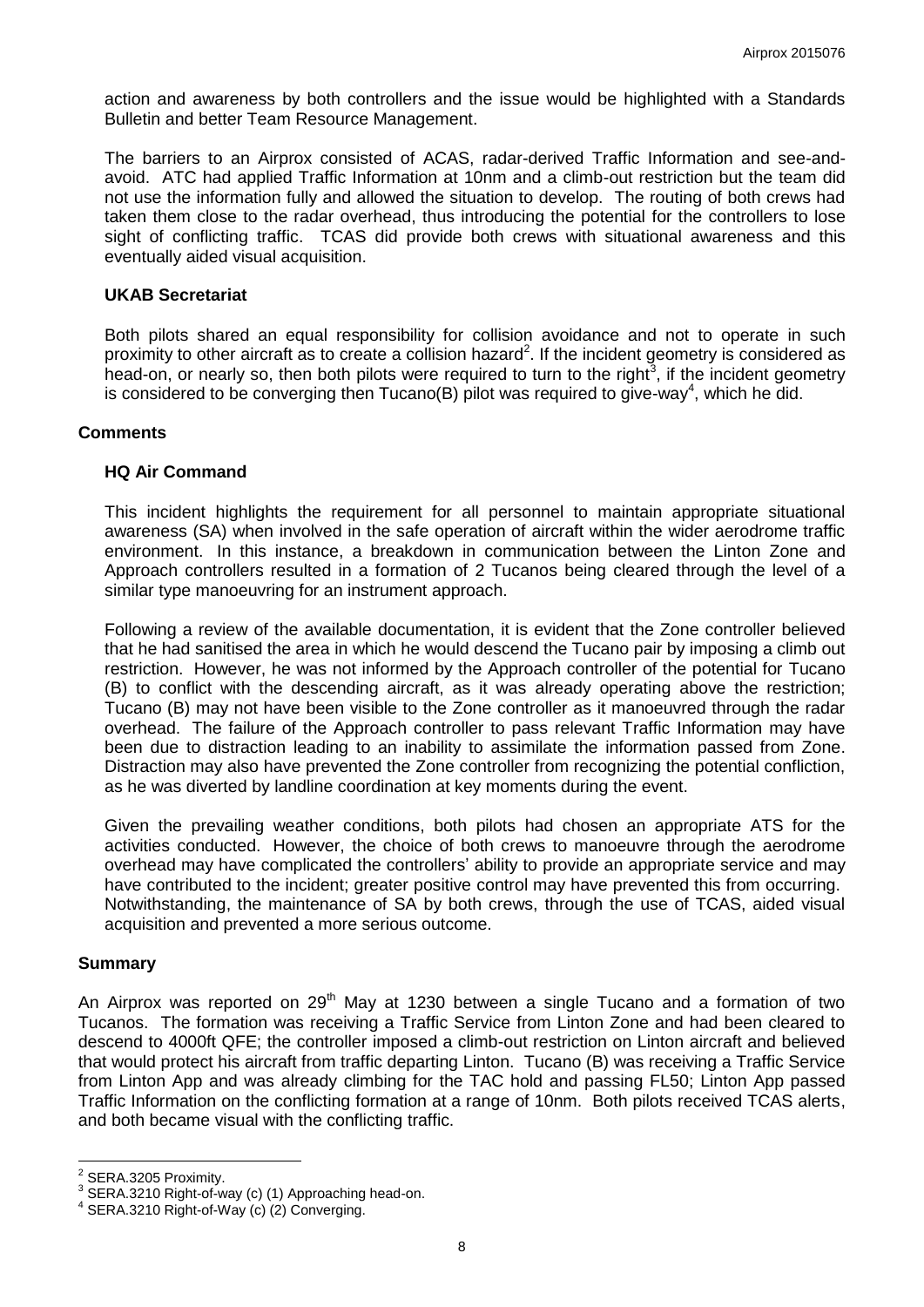action and awareness by both controllers and the issue would be highlighted with a Standards Bulletin and better Team Resource Management.

The barriers to an Airprox consisted of ACAS, radar-derived Traffic Information and see-and-avoid. ATC had applied Traffic Information at 10nm and a climb-out restriction but the team did not use the information fully and allowed the situation to develop. The routing of both crews had taken them close to the radar overhead, thus introducing the potential for the controllers to lose sight of conflicting traffic. TCAS did provide both crews with situational awareness and this eventually aided visual acquisition.

### UKAB Secretariat

Both pilots shared an equal responsibility for collision avoidance and not to operate in such proximity to other aircraft as to create a collision hazard[2]. If the incident geometry is considered as head-on, or nearly so, then both pilots were required to turn to the right[3], if the incident geometry is considered to be converging then Tucano(B) pilot was required to give-way[4], which he did.

## Comments

### HQ Air Command

This incident highlights the requirement for all personnel to maintain appropriate situational awareness (SA) when involved in the safe operation of aircraft within the wider aerodrome traffic environment. In this instance, a breakdown in communication between the Linton Zone and Approach controllers resulted in a formation of 2 Tucanos being cleared through the level of a similar type manoeuvring for an instrument approach.

Following a review of the available documentation, it is evident that the Zone controller believed that he had sanitised the area in which he would descend the Tucano pair by imposing a climb out restriction. However, he was not informed by the Approach controller of the potential for Tucano (B) to conflict with the descending aircraft, as it was already operating above the restriction; Tucano (B) may not have been visible to the Zone controller as it manoeuvred through the radar overhead. The failure of the Approach controller to pass relevant Traffic Information may have been due to distraction leading to an inability to assimilate the information passed from Zone. Distraction may also have prevented the Zone controller from recognizing the potential confliction, as he was diverted by landline coordination at key moments during the event.

Given the prevailing weather conditions, both pilots had chosen an appropriate ATS for the activities conducted. However, the choice of both crews to manoeuvre through the aerodrome overhead may have complicated the controllers' ability to provide an appropriate service and may have contributed to the incident; greater positive control may have prevented this from occurring. Notwithstanding, the maintenance of SA by both crews, through the use of TCAS, aided visual acquisition and prevented a more serious outcome.

## Summary

An Airprox was reported on 29th May at 1230 between a single Tucano and a formation of two Tucanos. The formation was receiving a Traffic Service from Linton Zone and had been cleared to descend to 4000ft QFE; the controller imposed a climb-out restriction on Linton aircraft and believed that would protect his aircraft from traffic departing Linton. Tucano (B) was receiving a Traffic Service from Linton App and was already climbing for the TAC hold and passing FL50; Linton App passed Traffic Information on the conflicting formation at a range of 10nm. Both pilots received TCAS alerts, and both became visual with the conflicting traffic.

---

[2] SERA.3205 Proximity.

[3] SERA.3210 Right-of-way (c) (1) Approaching head-on.

[4] SERA.3210 Right-of-Way (c) (2) Converging.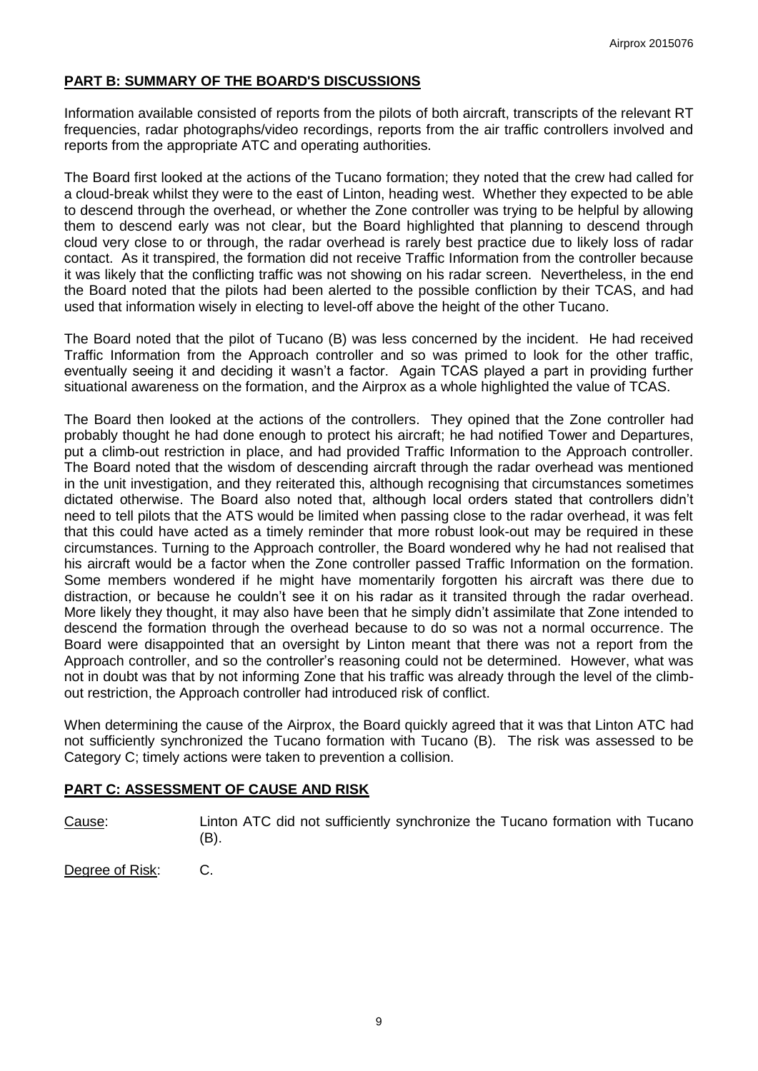## PART B: SUMMARY OF THE BOARD'S DISCUSSIONS

Information available consisted of reports from the pilots of both aircraft, transcripts of the relevant RT frequencies, radar photographs/video recordings, reports from the air traffic controllers involved and reports from the appropriate ATC and operating authorities.

The Board first looked at the actions of the Tucano formation; they noted that the crew had called for a cloud-break whilst they were to the east of Linton, heading west. Whether they expected to be able to descend through the overhead, or whether the Zone controller was trying to be helpful by allowing them to descend early was not clear, but the Board highlighted that planning to descend through cloud very close to or through, the radar overhead is rarely best practice due to likely loss of radar contact. As it transpired, the formation did not receive Traffic Information from the controller because it was likely that the conflicting traffic was not showing on his radar screen. Nevertheless, in the end the Board noted that the pilots had been alerted to the possible confliction by their TCAS, and had used that information wisely in electing to level-off above the height of the other Tucano.

The Board noted that the pilot of Tucano (B) was less concerned by the incident. He had received Traffic Information from the Approach controller and so was primed to look for the other traffic, eventually seeing it and deciding it wasn't a factor. Again TCAS played a part in providing further situational awareness on the formation, and the Airprox as a whole highlighted the value of TCAS.

The Board then looked at the actions of the controllers. They opined that the Zone controller had probably thought he had done enough to protect his aircraft; he had notified Tower and Departures, put a climb-out restriction in place, and had provided Traffic Information to the Approach controller. The Board noted that the wisdom of descending aircraft through the radar overhead was mentioned in the unit investigation, and they reiterated this, although recognising that circumstances sometimes dictated otherwise. The Board also noted that, although local orders stated that controllers didn't need to tell pilots that the ATS would be limited when passing close to the radar overhead, it was felt that this could have acted as a timely reminder that more robust look-out may be required in these circumstances. Turning to the Approach controller, the Board wondered why he had not realised that his aircraft would be a factor when the Zone controller passed Traffic Information on the formation. Some members wondered if he might have momentarily forgotten his aircraft was there due to distraction, or because he couldn't see it on his radar as it transited through the radar overhead. More likely they thought, it may also have been that he simply didn't assimilate that Zone intended to descend the formation through the overhead because to do so was not a normal occurrence. The Board were disappointed that an oversight by Linton meant that there was not a report from the Approach controller, and so the controller's reasoning could not be determined. However, what was not in doubt was that by not informing Zone that his traffic was already through the level of the climb-out restriction, the Approach controller had introduced risk of conflict.

When determining the cause of the Airprox, the Board quickly agreed that it was that Linton ATC had not sufficiently synchronized the Tucano formation with Tucano (B). The risk was assessed to be Category C; timely actions were taken to prevention a collision.

## PART C: ASSESSMENT OF CAUSE AND RISK

Cause: Linton ATC did not sufficiently synchronize the Tucano formation with Tucano (B).

Degree of Risk: C.